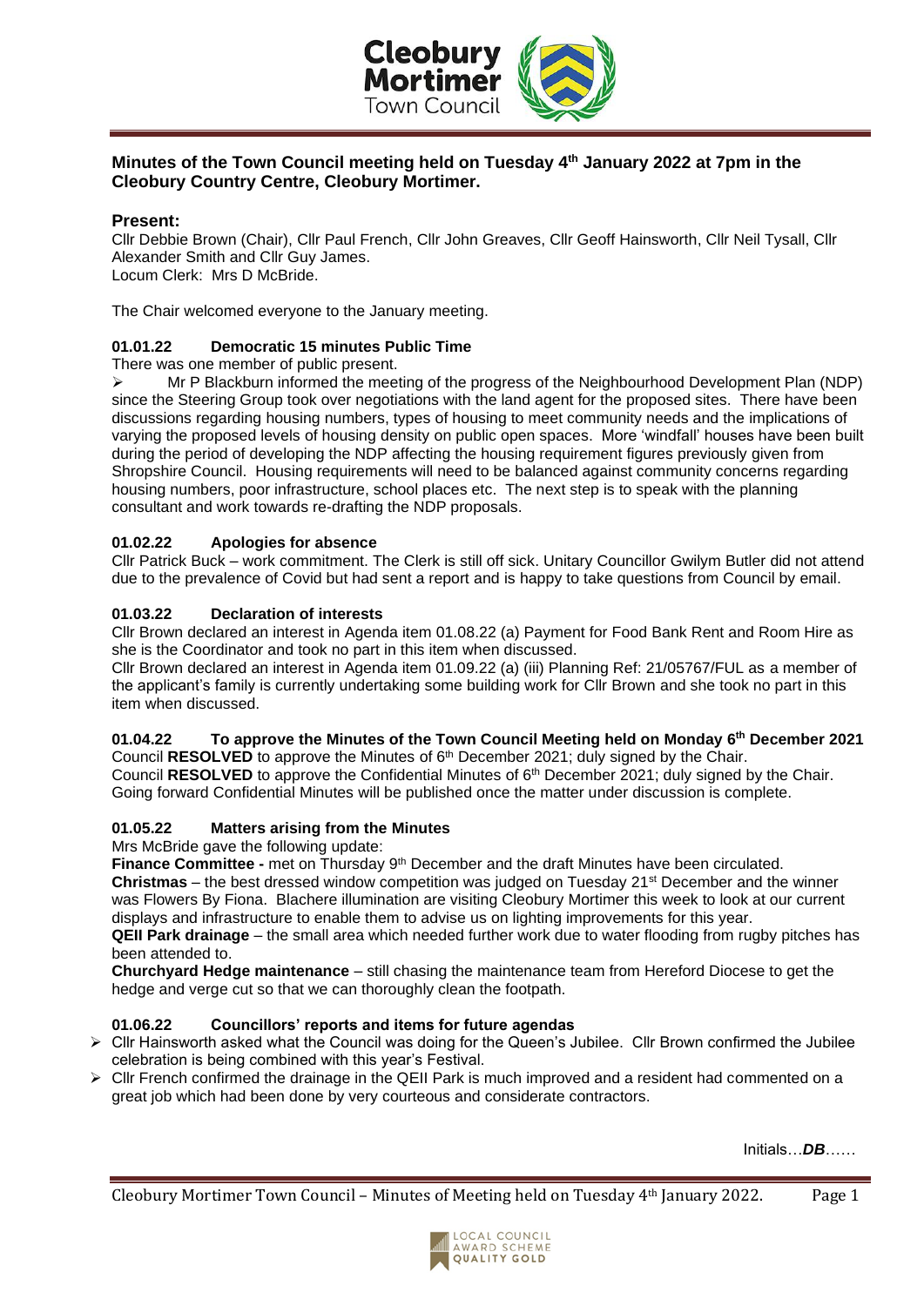## Minutes of the Town Council meeting held on Tuesday 4th January 2022 at 7pm in the Cleobury Country Centre, Cleobury Mortimer.

### Present:

Cllr Debbie Brown (Chair), Cllr Paul French, Cllr John Greaves, Cllr Geoff Hainsworth, Cllr Neil Tysall, Cllr Alexander Smith and Cllr Guy James.
Locum Clerk: Mrs D McBride.

The Chair welcomed everyone to the January meeting.

### 01.01.22 Democratic 15 minutes Public Time

There was one member of public present.

- Mr P Blackburn informed the meeting of the progress of the Neighbourhood Development Plan (NDP) since the Steering Group took over negotiations with the land agent for the proposed sites. There have been discussions regarding housing numbers, types of housing to meet community needs and the implications of varying the proposed levels of housing density on public open spaces. More 'windfall' houses have been built during the period of developing the NDP affecting the housing requirement figures previously given from Shropshire Council. Housing requirements will need to be balanced against community concerns regarding housing numbers, poor infrastructure, school places etc. The next step is to speak with the planning consultant and work towards re-drafting the NDP proposals.

### 01.02.22 Apologies for absence

Cllr Patrick Buck – work commitment. The Clerk is still off sick. Unitary Councillor Gwilym Butler did not attend due to the prevalence of Covid but had sent a report and is happy to take questions from Council by email.

### 01.03.22 Declaration of interests

Cllr Brown declared an interest in Agenda item 01.08.22 (a) Payment for Food Bank Rent and Room Hire as she is the Coordinator and took no part in this item when discussed.

Cllr Brown declared an interest in Agenda item 01.09.22 (a) (iii) Planning Ref: 21/05767/FUL as a member of the applicant's family is currently undertaking some building work for Cllr Brown and she took no part in this item when discussed.

### 01.04.22 To approve the Minutes of the Town Council Meeting held on Monday 6th December 2021

Council **RESOLVED** to approve the Minutes of 6th December 2021; duly signed by the Chair.
Council **RESOLVED** to approve the Confidential Minutes of 6th December 2021; duly signed by the Chair.
Going forward Confidential Minutes will be published once the matter under discussion is complete.

### 01.05.22 Matters arising from the Minutes

Mrs McBride gave the following update:

**Finance Committee -** met on Thursday 9th December and the draft Minutes have been circulated.

**Christmas** – the best dressed window competition was judged on Tuesday 21st December and the winner was Flowers By Fiona. Blachere illumination are visiting Cleobury Mortimer this week to look at our current displays and infrastructure to enable them to advise us on lighting improvements for this year.

**QEII Park drainage** – the small area which needed further work due to water flooding from rugby pitches has been attended to.

**Churchyard Hedge maintenance** – still chasing the maintenance team from Hereford Diocese to get the hedge and verge cut so that we can thoroughly clean the footpath.

### 01.06.22 Councillors' reports and items for future agendas

- Cllr Hainsworth asked what the Council was doing for the Queen's Jubilee. Cllr Brown confirmed the Jubilee celebration is being combined with this year's Festival.
- Cllr French confirmed the drainage in the QEII Park is much improved and a resident had commented on a great job which had been done by very courteous and considerate contractors.

Initials…***DB***……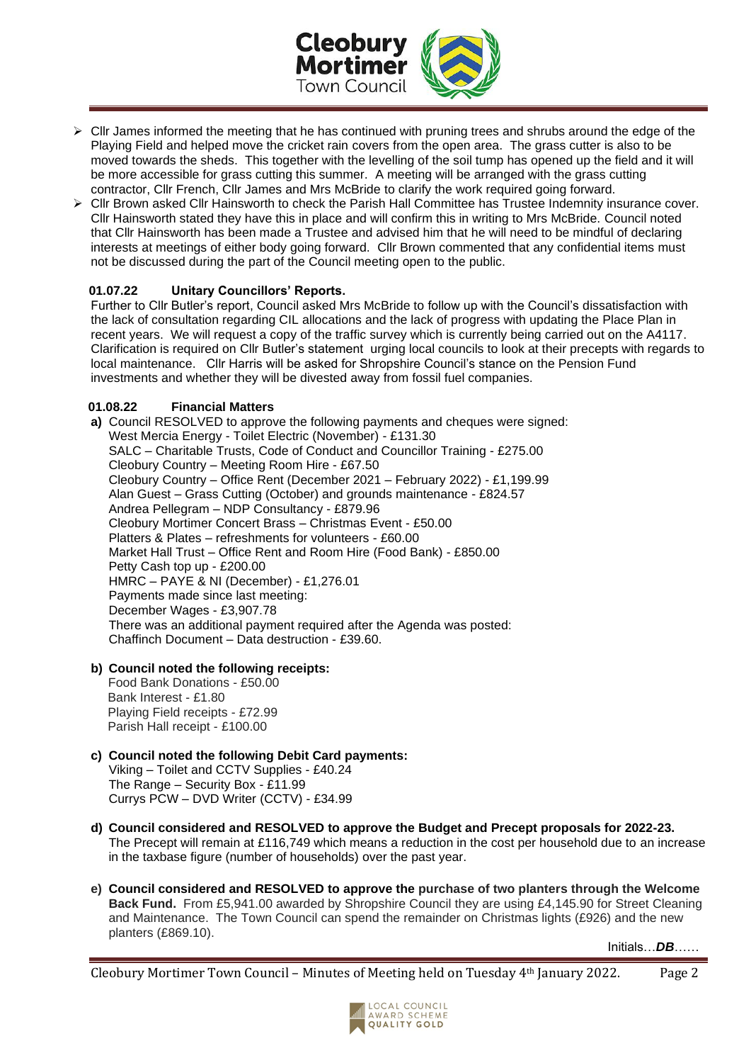- Cllr James informed the meeting that he has continued with pruning trees and shrubs around the edge of the Playing Field and helped move the cricket rain covers from the open area. The grass cutter is also to be moved towards the sheds. This together with the levelling of the soil tump has opened up the field and it will be more accessible for grass cutting this summer. A meeting will be arranged with the grass cutting contractor, Cllr French, Cllr James and Mrs McBride to clarify the work required going forward.
- Cllr Brown asked Cllr Hainsworth to check the Parish Hall Committee has Trustee Indemnity insurance cover. Cllr Hainsworth stated they have this in place and will confirm this in writing to Mrs McBride. Council noted that Cllr Hainsworth has been made a Trustee and advised him that he will need to be mindful of declaring interests at meetings of either body going forward. Cllr Brown commented that any confidential items must not be discussed during the part of the Council meeting open to the public.

**01.07.22 Unitary Councillors' Reports.**

Further to Cllr Butler's report, Council asked Mrs McBride to follow up with the Council's dissatisfaction with the lack of consultation regarding CIL allocations and the lack of progress with updating the Place Plan in recent years. We will request a copy of the traffic survey which is currently being carried out on the A4117. Clarification is required on Cllr Butler's statement urging local councils to look at their precepts with regards to local maintenance. Cllr Harris will be asked for Shropshire Council's stance on the Pension Fund investments and whether they will be divested away from fossil fuel companies.

**01.08.22 Financial Matters**

**a)** Council RESOLVED to approve the following payments and cheques were signed:
West Mercia Energy - Toilet Electric (November) - £131.30
SALC – Charitable Trusts, Code of Conduct and Councillor Training - £275.00
Cleobury Country – Meeting Room Hire - £67.50
Cleobury Country – Office Rent (December 2021 – February 2022) - £1,199.99
Alan Guest – Grass Cutting (October) and grounds maintenance - £824.57
Andrea Pellegram – NDP Consultancy - £879.96
Cleobury Mortimer Concert Brass – Christmas Event - £50.00
Platters & Plates – refreshments for volunteers - £60.00
Market Hall Trust – Office Rent and Room Hire (Food Bank) - £850.00
Petty Cash top up - £200.00
HMRC – PAYE & NI (December) - £1,276.01
Payments made since last meeting:
December Wages - £3,907.78
There was an additional payment required after the Agenda was posted:
Chaffinch Document – Data destruction - £39.60.

**b) Council noted the following receipts:**
Food Bank Donations - £50.00
Bank Interest - £1.80
Playing Field receipts - £72.99
Parish Hall receipt - £100.00

**c) Council noted the following Debit Card payments:**
Viking – Toilet and CCTV Supplies - £40.24
The Range – Security Box - £11.99
Currys PCW – DVD Writer (CCTV) - £34.99

**d) Council considered and RESOLVED to approve the Budget and Precept proposals for 2022-23.**
The Precept will remain at £116,749 which means a reduction in the cost per household due to an increase in the taxbase figure (number of households) over the past year.

**e) Council considered and RESOLVED to approve the purchase of two planters through the Welcome Back Fund.** From £5,941.00 awarded by Shropshire Council they are using £4,145.90 for Street Cleaning and Maintenance. The Town Council can spend the remainder on Christmas lights (£926) and the new planters (£869.10).

Initials…***DB***……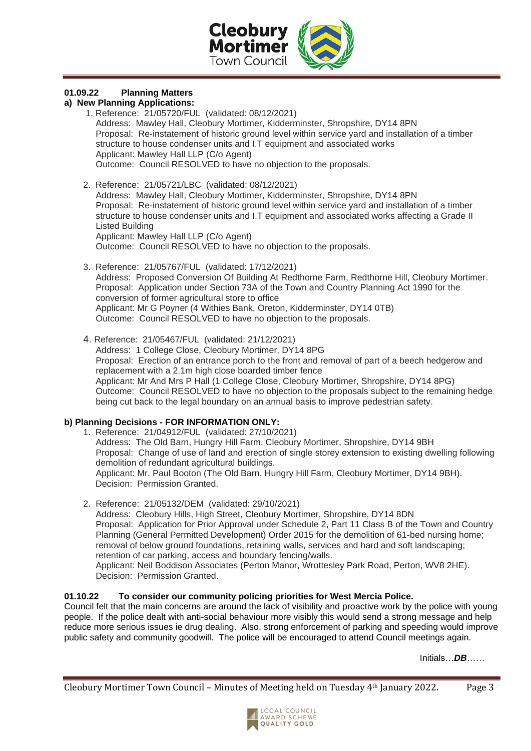### 01.09.22 Planning Matters

**a) New Planning Applications:**

1. Reference: 21/05720/FUL (validated: 08/12/2021)
   Address: Mawley Hall, Cleobury Mortimer, Kidderminster, Shropshire, DY14 8PN
   Proposal: Re-instatement of historic ground level within service yard and installation of a timber structure to house condenser units and I.T equipment and associated works
   Applicant: Mawley Hall LLP (C/o Agent)
   Outcome: Council RESOLVED to have no objection to the proposals.

2. Reference: 21/05721/LBC (validated: 08/12/2021)
   Address: Mawley Hall, Cleobury Mortimer, Kidderminster, Shropshire, DY14 8PN
   Proposal: Re-instatement of historic ground level within service yard and installation of a timber structure to house condenser units and I.T equipment and associated works affecting a Grade II Listed Building
   Applicant: Mawley Hall LLP (C/o Agent)
   Outcome: Council RESOLVED to have no objection to the proposals.

3. Reference: 21/05767/FUL (validated: 17/12/2021)
   Address: Proposed Conversion Of Building At Redthorne Farm, Redthorne Hill, Cleobury Mortimer.
   Proposal: Application under Section 73A of the Town and Country Planning Act 1990 for the conversion of former agricultural store to office
   Applicant: Mr G Poyner (4 Withies Bank, Oreton, Kidderminster, DY14 0TB)
   Outcome: Council RESOLVED to have no objection to the proposals.

4. Reference: 21/05467/FUL (validated: 21/12/2021)
   Address: 1 College Close, Cleobury Mortimer, DY14 8PG
   Proposal: Erection of an entrance porch to the front and removal of part of a beech hedgerow and replacement with a 2.1m high close boarded timber fence
   Applicant: Mr And Mrs P Hall (1 College Close, Cleobury Mortimer, Shropshire, DY14 8PG)
   Outcome: Council RESOLVED to have no objection to the proposals subject to the remaining hedge being cut back to the legal boundary on an annual basis to improve pedestrian safety.

**b) Planning Decisions - FOR INFORMATION ONLY:**

1. Reference: 21/04912/FUL (validated: 27/10/2021)
   Address: The Old Barn, Hungry Hill Farm, Cleobury Mortimer, Shropshire, DY14 9BH
   Proposal: Change of use of land and erection of single storey extension to existing dwelling following demolition of redundant agricultural buildings.
   Applicant: Mr. Paul Booton (The Old Barn, Hungry Hill Farm, Cleobury Mortimer, DY14 9BH).
   Decision: Permission Granted.

2. Reference: 21/05132/DEM (validated: 29/10/2021)
   Address: Cleobury Hills, High Street, Cleobury Mortimer, Shropshire, DY14 8DN
   Proposal: Application for Prior Approval under Schedule 2, Part 11 Class B of the Town and Country Planning (General Permitted Development) Order 2015 for the demolition of 61-bed nursing home; removal of below ground foundations, retaining walls, services and hard and soft landscaping; retention of car parking, access and boundary fencing/walls.
   Applicant: Neil Boddison Associates (Perton Manor, Wrottesley Park Road, Perton, WV8 2HE).
   Decision: Permission Granted.

### 01.10.22 To consider our community policing priorities for West Mercia Police.

Council felt that the main concerns are around the lack of visibility and proactive work by the police with young people. If the police dealt with anti-social behaviour more visibly this would send a strong message and help reduce more serious issues ie drug dealing. Also, strong enforcement of parking and speeding would improve public safety and community goodwill. The police will be encouraged to attend Council meetings again.

Initials…***DB***……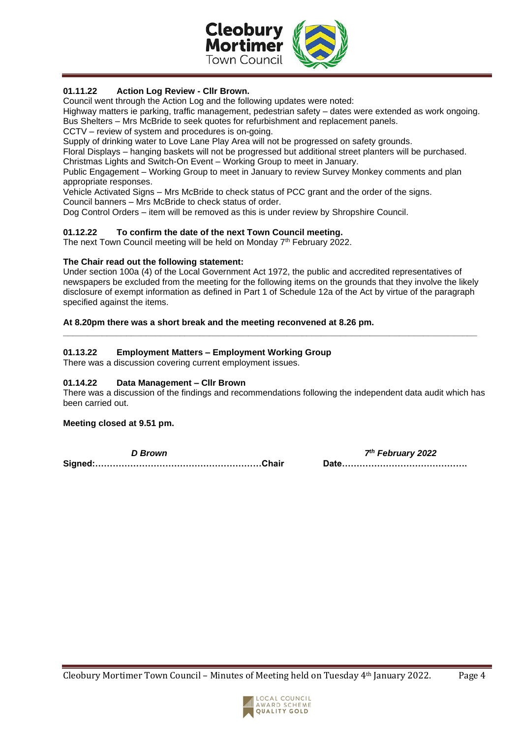### 01.11.22 Action Log Review - Cllr Brown.

Council went through the Action Log and the following updates were noted:
Highway matters ie parking, traffic management, pedestrian safety – dates were extended as work ongoing.
Bus Shelters – Mrs McBride to seek quotes for refurbishment and replacement panels.
CCTV – review of system and procedures is on-going.
Supply of drinking water to Love Lane Play Area will not be progressed on safety grounds.
Floral Displays – hanging baskets will not be progressed but additional street planters will be purchased.
Christmas Lights and Switch-On Event – Working Group to meet in January.
Public Engagement – Working Group to meet in January to review Survey Monkey comments and plan appropriate responses.
Vehicle Activated Signs – Mrs McBride to check status of PCC grant and the order of the signs.
Council banners – Mrs McBride to check status of order.
Dog Control Orders – item will be removed as this is under review by Shropshire Council.

### 01.12.22 To confirm the date of the next Town Council meeting.

The next Town Council meeting will be held on Monday 7th February 2022.

**The Chair read out the following statement:**

Under section 100a (4) of the Local Government Act 1972, the public and accredited representatives of newspapers be excluded from the meeting for the following items on the grounds that they involve the likely disclosure of exempt information as defined in Part 1 of Schedule 12a of the Act by virtue of the paragraph specified against the items.

**At 8.20pm there was a short break and the meeting reconvened at 8.26 pm.**

---

### 01.13.22 Employment Matters – Employment Working Group

There was a discussion covering current employment issues.

### 01.14.22 Data Management – Cllr Brown

There was a discussion of the findings and recommendations following the independent data audit which has been carried out.

**Meeting closed at 9.51 pm.**

**Signed:** *D Brown* **Chair**  **Date** *7th February 2022*